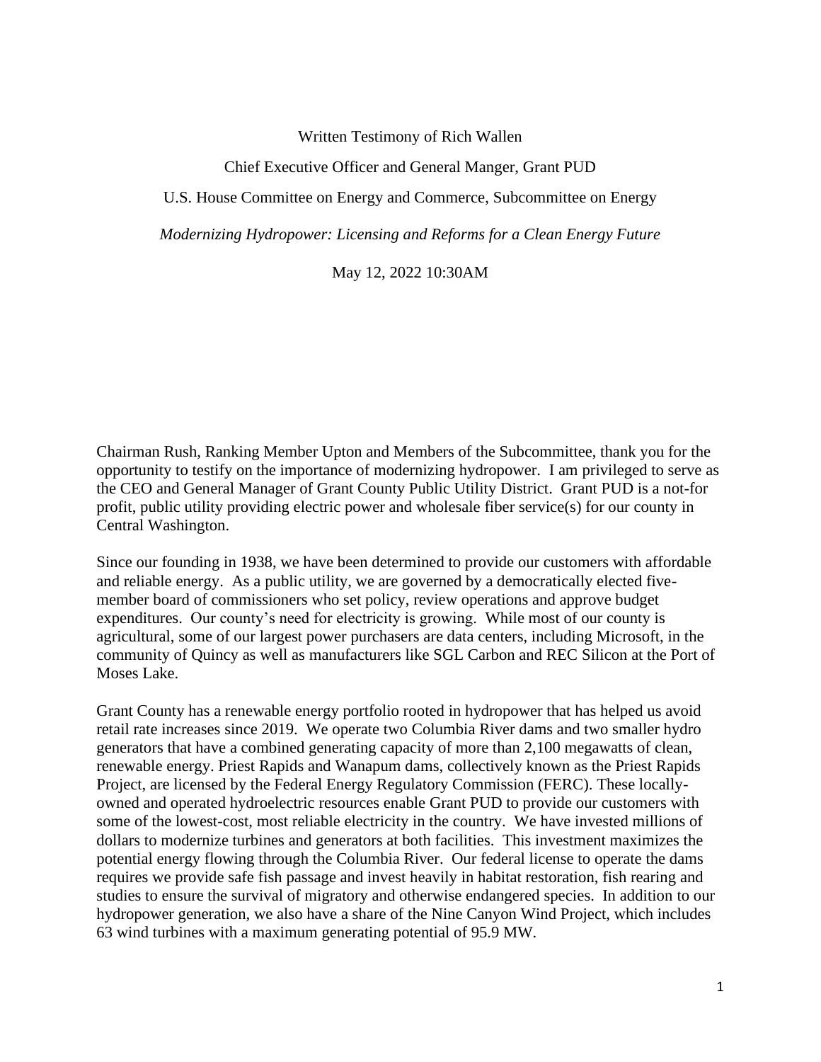Written Testimony of Rich Wallen

Chief Executive Officer and General Manger, Grant PUD

U.S. House Committee on Energy and Commerce, Subcommittee on Energy

*Modernizing Hydropower: Licensing and Reforms for a Clean Energy Future*

May 12, 2022 10:30AM

Chairman Rush, Ranking Member Upton and Members of the Subcommittee, thank you for the opportunity to testify on the importance of modernizing hydropower. I am privileged to serve as the CEO and General Manager of Grant County Public Utility District. Grant PUD is a not-for profit, public utility providing electric power and wholesale fiber service(s) for our county in Central Washington.

Since our founding in 1938, we have been determined to provide our customers with affordable and reliable energy. As a public utility, we are governed by a democratically elected five-member board of commissioners who set policy, review operations and approve budget expenditures. Our county's need for electricity is growing. While most of our county is agricultural, some of our largest power purchasers are data centers, including Microsoft, in the community of Quincy as well as manufacturers like SGL Carbon and REC Silicon at the Port of Moses Lake.

Grant County has a renewable energy portfolio rooted in hydropower that has helped us avoid retail rate increases since 2019. We operate two Columbia River dams and two smaller hydro generators that have a combined generating capacity of more than 2,100 megawatts of clean, renewable energy. Priest Rapids and Wanapum dams, collectively known as the Priest Rapids Project, are licensed by the Federal Energy Regulatory Commission (FERC). These locally-owned and operated hydroelectric resources enable Grant PUD to provide our customers with some of the lowest-cost, most reliable electricity in the country. We have invested millions of dollars to modernize turbines and generators at both facilities. This investment maximizes the potential energy flowing through the Columbia River. Our federal license to operate the dams requires we provide safe fish passage and invest heavily in habitat restoration, fish rearing and studies to ensure the survival of migratory and otherwise endangered species. In addition to our hydropower generation, we also have a share of the Nine Canyon Wind Project, which includes 63 wind turbines with a maximum generating potential of 95.9 MW.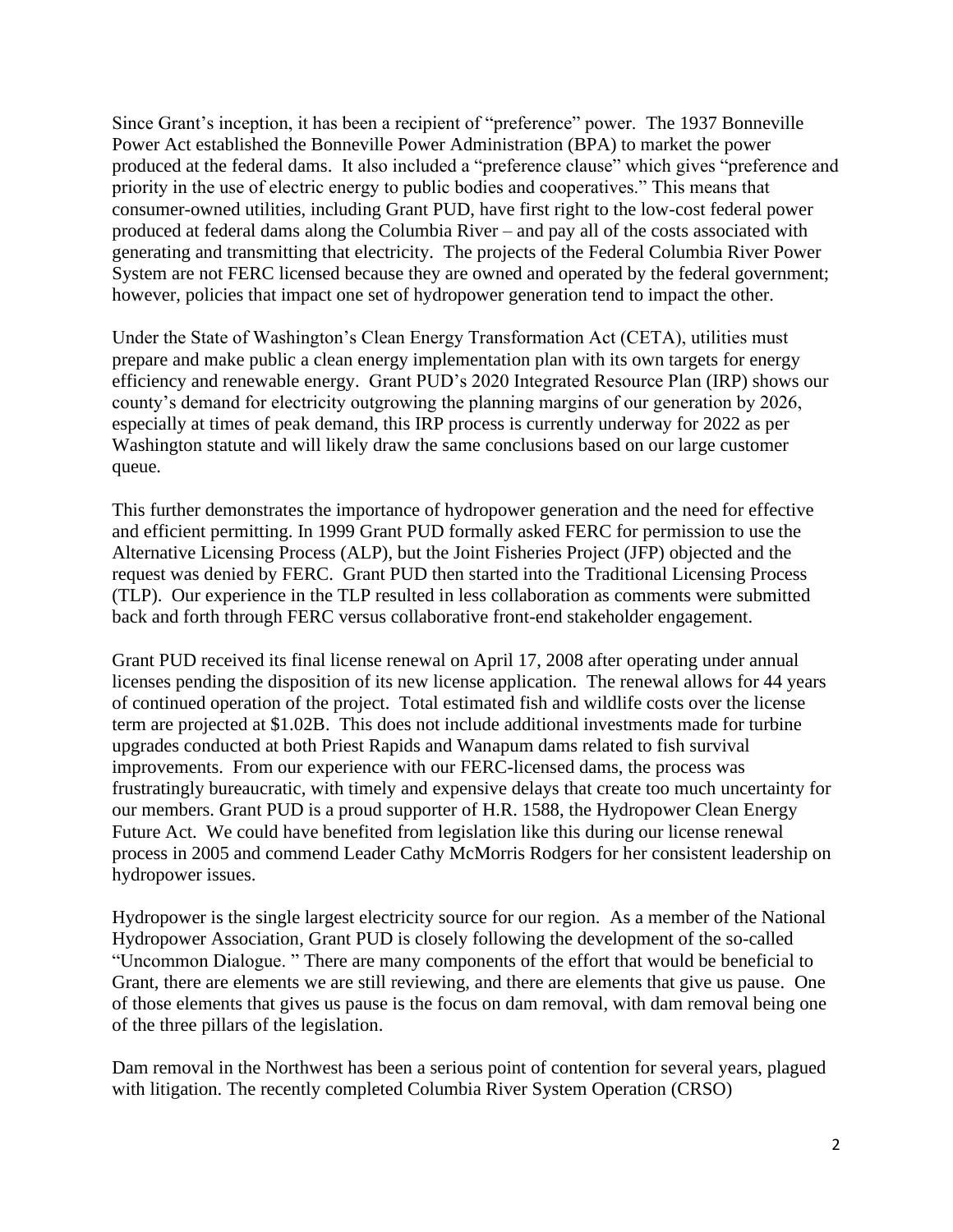Since Grant's inception, it has been a recipient of "preference" power. The 1937 Bonneville Power Act established the Bonneville Power Administration (BPA) to market the power produced at the federal dams. It also included a "preference clause" which gives "preference and priority in the use of electric energy to public bodies and cooperatives." This means that consumer-owned utilities, including Grant PUD, have first right to the low-cost federal power produced at federal dams along the Columbia River – and pay all of the costs associated with generating and transmitting that electricity. The projects of the Federal Columbia River Power System are not FERC licensed because they are owned and operated by the federal government; however, policies that impact one set of hydropower generation tend to impact the other.

Under the State of Washington's Clean Energy Transformation Act (CETA), utilities must prepare and make public a clean energy implementation plan with its own targets for energy efficiency and renewable energy. Grant PUD's 2020 Integrated Resource Plan (IRP) shows our county's demand for electricity outgrowing the planning margins of our generation by 2026, especially at times of peak demand, this IRP process is currently underway for 2022 as per Washington statute and will likely draw the same conclusions based on our large customer queue.

This further demonstrates the importance of hydropower generation and the need for effective and efficient permitting. In 1999 Grant PUD formally asked FERC for permission to use the Alternative Licensing Process (ALP), but the Joint Fisheries Project (JFP) objected and the request was denied by FERC. Grant PUD then started into the Traditional Licensing Process (TLP). Our experience in the TLP resulted in less collaboration as comments were submitted back and forth through FERC versus collaborative front-end stakeholder engagement.

Grant PUD received its final license renewal on April 17, 2008 after operating under annual licenses pending the disposition of its new license application. The renewal allows for 44 years of continued operation of the project. Total estimated fish and wildlife costs over the license term are projected at $1.02B. This does not include additional investments made for turbine upgrades conducted at both Priest Rapids and Wanapum dams related to fish survival improvements. From our experience with our FERC-licensed dams, the process was frustratingly bureaucratic, with timely and expensive delays that create too much uncertainty for our members. Grant PUD is a proud supporter of H.R. 1588, the Hydropower Clean Energy Future Act. We could have benefited from legislation like this during our license renewal process in 2005 and commend Leader Cathy McMorris Rodgers for her consistent leadership on hydropower issues.

Hydropower is the single largest electricity source for our region. As a member of the National Hydropower Association, Grant PUD is closely following the development of the so-called "Uncommon Dialogue. " There are many components of the effort that would be beneficial to Grant, there are elements we are still reviewing, and there are elements that give us pause. One of those elements that gives us pause is the focus on dam removal, with dam removal being one of the three pillars of the legislation.

Dam removal in the Northwest has been a serious point of contention for several years, plagued with litigation. The recently completed Columbia River System Operation (CRSO)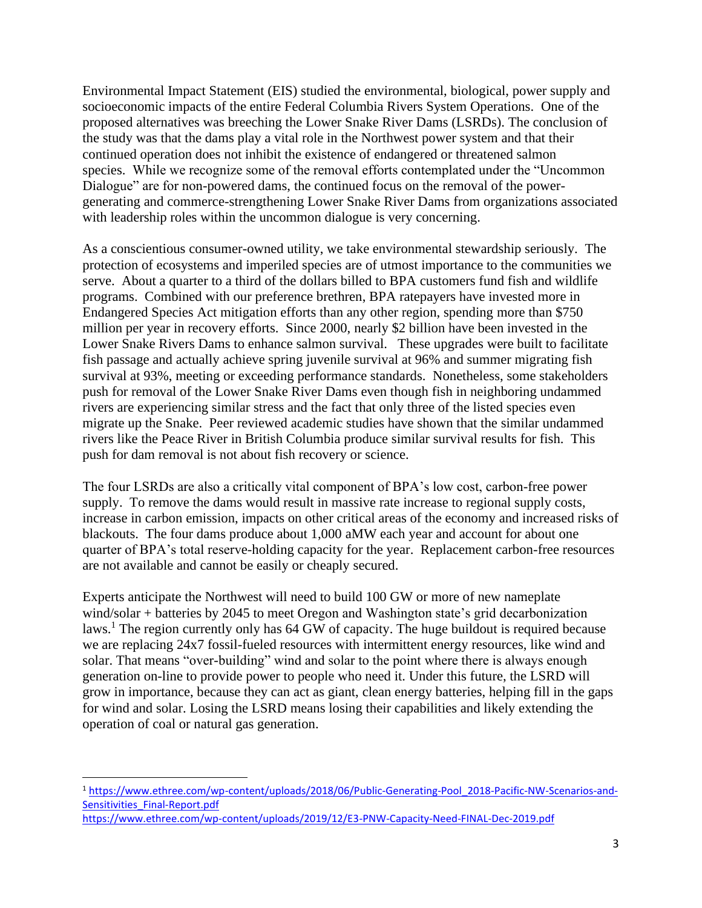Environmental Impact Statement (EIS) studied the environmental, biological, power supply and socioeconomic impacts of the entire Federal Columbia Rivers System Operations. One of the proposed alternatives was breeching the Lower Snake River Dams (LSRDs). The conclusion of the study was that the dams play a vital role in the Northwest power system and that their continued operation does not inhibit the existence of endangered or threatened salmon species. While we recognize some of the removal efforts contemplated under the "Uncommon Dialogue" are for non-powered dams, the continued focus on the removal of the power-generating and commerce-strengthening Lower Snake River Dams from organizations associated with leadership roles within the uncommon dialogue is very concerning.

As a conscientious consumer-owned utility, we take environmental stewardship seriously. The protection of ecosystems and imperiled species are of utmost importance to the communities we serve. About a quarter to a third of the dollars billed to BPA customers fund fish and wildlife programs. Combined with our preference brethren, BPA ratepayers have invested more in Endangered Species Act mitigation efforts than any other region, spending more than $750 million per year in recovery efforts. Since 2000, nearly $2 billion have been invested in the Lower Snake Rivers Dams to enhance salmon survival. These upgrades were built to facilitate fish passage and actually achieve spring juvenile survival at 96% and summer migrating fish survival at 93%, meeting or exceeding performance standards. Nonetheless, some stakeholders push for removal of the Lower Snake River Dams even though fish in neighboring undammed rivers are experiencing similar stress and the fact that only three of the listed species even migrate up the Snake. Peer reviewed academic studies have shown that the similar undammed rivers like the Peace River in British Columbia produce similar survival results for fish. This push for dam removal is not about fish recovery or science.

The four LSRDs are also a critically vital component of BPA's low cost, carbon-free power supply. To remove the dams would result in massive rate increase to regional supply costs, increase in carbon emission, impacts on other critical areas of the economy and increased risks of blackouts. The four dams produce about 1,000 aMW each year and account for about one quarter of BPA's total reserve-holding capacity for the year. Replacement carbon-free resources are not available and cannot be easily or cheaply secured.

Experts anticipate the Northwest will need to build 100 GW or more of new nameplate wind/solar + batteries by 2045 to meet Oregon and Washington state's grid decarbonization laws.[1] The region currently only has 64 GW of capacity. The huge buildout is required because we are replacing 24x7 fossil-fueled resources with intermittent energy resources, like wind and solar. That means "over-building" wind and solar to the point where there is always enough generation on-line to provide power to people who need it. Under this future, the LSRD will grow in importance, because they can act as giant, clean energy batteries, helping fill in the gaps for wind and solar. Losing the LSRD means losing their capabilities and likely extending the operation of coal or natural gas generation.

---

[1] https://www.ethree.com/wp-content/uploads/2018/06/Public-Generating-Pool_2018-Pacific-NW-Scenarios-and-Sensitivities_Final-Report.pdf
https://www.ethree.com/wp-content/uploads/2019/12/E3-PNW-Capacity-Need-FINAL-Dec-2019.pdf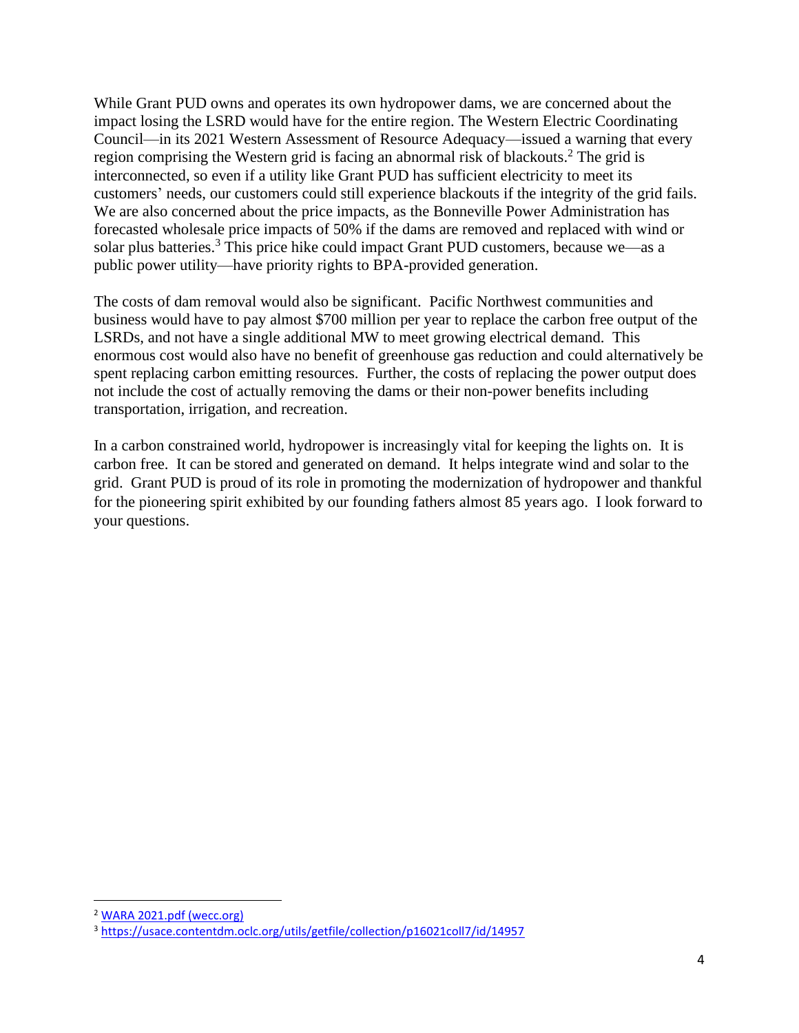While Grant PUD owns and operates its own hydropower dams, we are concerned about the impact losing the LSRD would have for the entire region. The Western Electric Coordinating Council—in its 2021 Western Assessment of Resource Adequacy—issued a warning that every region comprising the Western grid is facing an abnormal risk of blackouts.[2] The grid is interconnected, so even if a utility like Grant PUD has sufficient electricity to meet its customers' needs, our customers could still experience blackouts if the integrity of the grid fails. We are also concerned about the price impacts, as the Bonneville Power Administration has forecasted wholesale price impacts of 50% if the dams are removed and replaced with wind or solar plus batteries.[3] This price hike could impact Grant PUD customers, because we—as a public power utility—have priority rights to BPA-provided generation.

The costs of dam removal would also be significant. Pacific Northwest communities and business would have to pay almost $700 million per year to replace the carbon free output of the LSRDs, and not have a single additional MW to meet growing electrical demand. This enormous cost would also have no benefit of greenhouse gas reduction and could alternatively be spent replacing carbon emitting resources. Further, the costs of replacing the power output does not include the cost of actually removing the dams or their non-power benefits including transportation, irrigation, and recreation.

In a carbon constrained world, hydropower is increasingly vital for keeping the lights on. It is carbon free. It can be stored and generated on demand. It helps integrate wind and solar to the grid. Grant PUD is proud of its role in promoting the modernization of hydropower and thankful for the pioneering spirit exhibited by our founding fathers almost 85 years ago. I look forward to your questions.

---

[2] WARA 2021.pdf (wecc.org)

[3] https://usace.contentdm.oclc.org/utils/getfile/collection/p16021coll7/id/14957